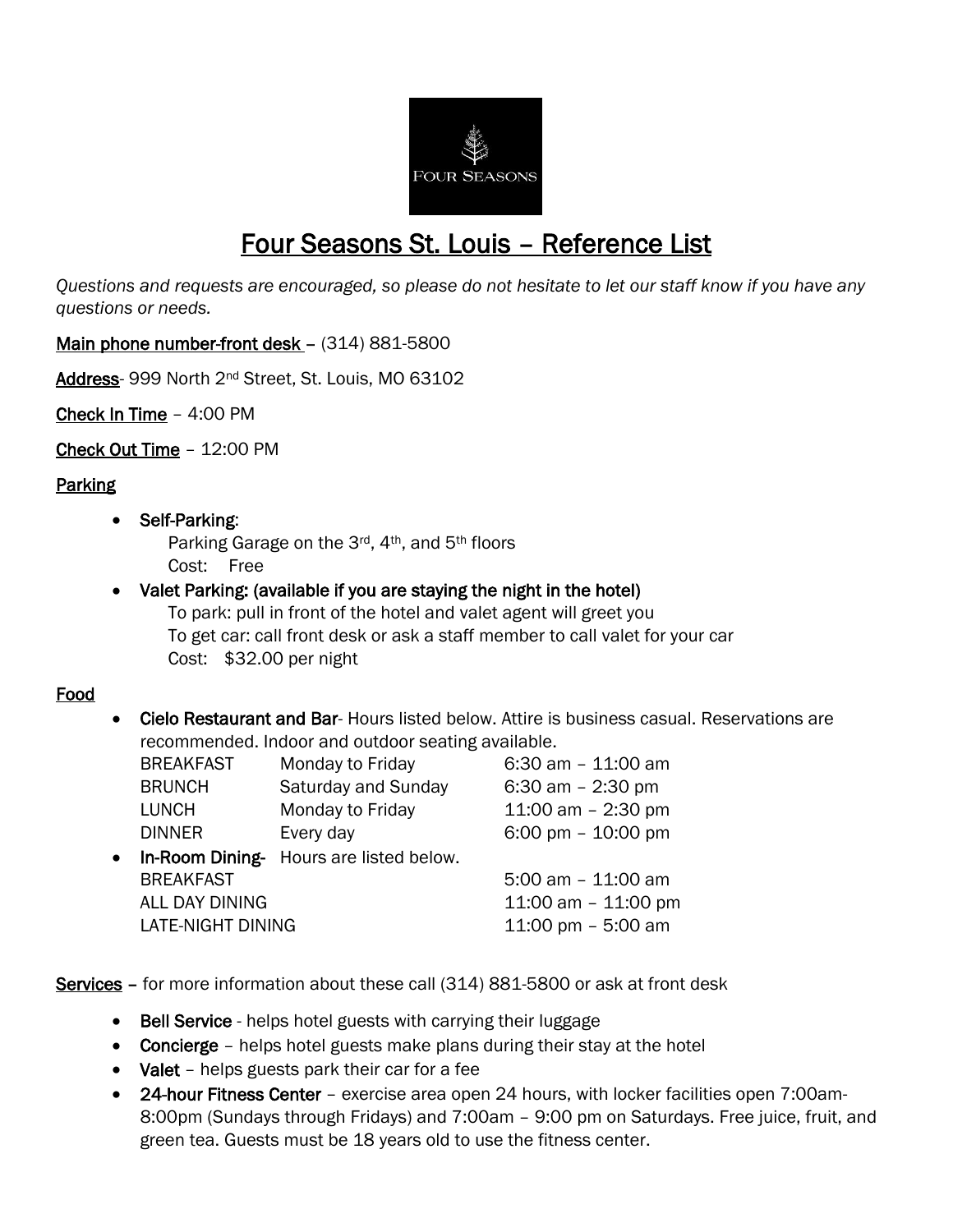# Four Seasons St. Louis – Reference List

*Questions and requests are encouraged, so please do not hesitate to let our staff know if you have any questions or needs.*

**Main phone number-front desk** – (314) 881-5800

**Address**- 999 North 2nd Street, St. Louis, MO 63102

**Check In Time** – 4:00 PM

**Check Out Time** – 12:00 PM

## Parking

- **Self-Parking**:
  Parking Garage on the 3rd, 4th, and 5th floors
  Cost: Free
- **Valet Parking: (available if you are staying the night in the hotel)**
  To park: pull in front of the hotel and valet agent will greet you
  To get car: call front desk or ask a staff member to call valet for your car
  Cost: $32.00 per night

## Food

- **Cielo Restaurant and Bar**- Hours listed below. Attire is business casual. Reservations are recommended. Indoor and outdoor seating available.

| | | |
|---|---|---|
| BREAKFAST | Monday to Friday | 6:30 am – 11:00 am |
| BRUNCH | Saturday and Sunday | 6:30 am – 2:30 pm |
| LUNCH | Monday to Friday | 11:00 am – 2:30 pm |
| DINNER | Every day | 6:00 pm – 10:00 pm |

- **In-Room Dining**- Hours are listed below.

| | |
|---|---|
| BREAKFAST | 5:00 am – 11:00 am |
| ALL DAY DINING | 11:00 am – 11:00 pm |
| LATE-NIGHT DINING | 11:00 pm – 5:00 am |

**Services** – for more information about these call (314) 881-5800 or ask at front desk

- **Bell Service** - helps hotel guests with carrying their luggage
- **Concierge** – helps hotel guests make plans during their stay at the hotel
- **Valet** – helps guests park their car for a fee
- **24-hour Fitness Center** – exercise area open 24 hours, with locker facilities open 7:00am-8:00pm (Sundays through Fridays) and 7:00am – 9:00 pm on Saturdays. Free juice, fruit, and green tea. Guests must be 18 years old to use the fitness center.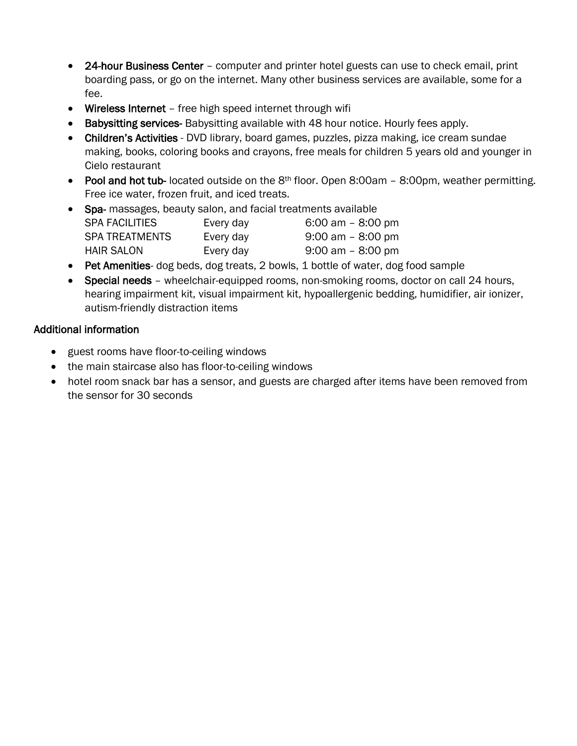- **24-hour Business Center** – computer and printer hotel guests can use to check email, print boarding pass, or go on the internet. Many other business services are available, some for a fee.
- **Wireless Internet** – free high speed internet through wifi
- **Babysitting services**- Babysitting available with 48 hour notice. Hourly fees apply.
- **Children's Activities** - DVD library, board games, puzzles, pizza making, ice cream sundae making, books, coloring books and crayons, free meals for children 5 years old and younger in Cielo restaurant
- **Pool and hot tub**- located outside on the 8th floor. Open 8:00am – 8:00pm, weather permitting. Free ice water, frozen fruit, and iced treats.
- **Spa**- massages, beauty salon, and facial treatments available

| | | |
|---|---|---|
| SPA FACILITIES | Every day | 6:00 am – 8:00 pm |
| SPA TREATMENTS | Every day | 9:00 am – 8:00 pm |
| HAIR SALON | Every day | 9:00 am – 8:00 pm |

- **Pet Amenities**- dog beds, dog treats, 2 bowls, 1 bottle of water, dog food sample
- **Special needs** – wheelchair-equipped rooms, non-smoking rooms, doctor on call 24 hours, hearing impairment kit, visual impairment kit, hypoallergenic bedding, humidifier, air ionizer, autism-friendly distraction items

## Additional information

- guest rooms have floor-to-ceiling windows
- the main staircase also has floor-to-ceiling windows
- hotel room snack bar has a sensor, and guests are charged after items have been removed from the sensor for 30 seconds